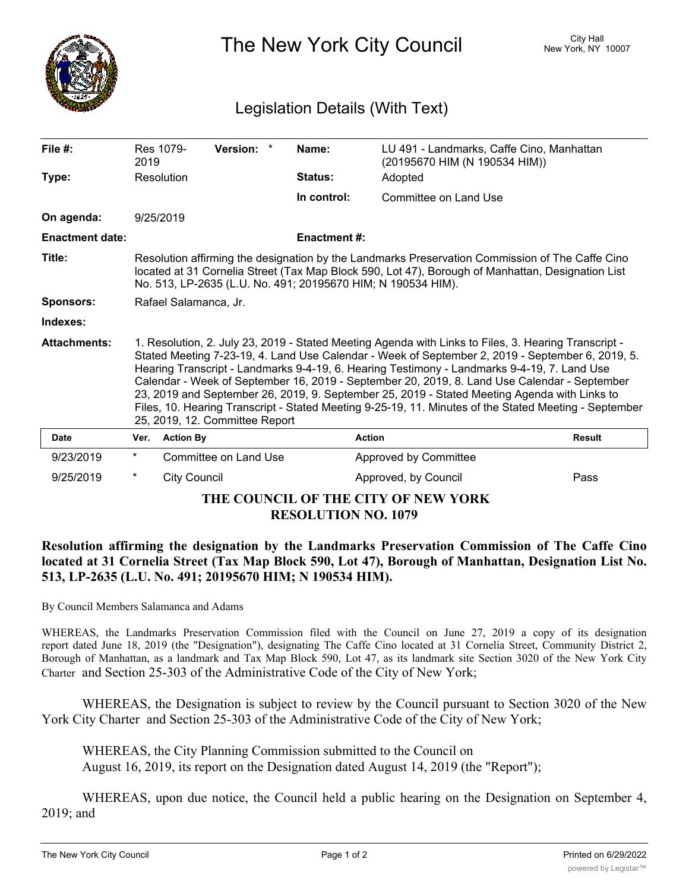# The New York City Council

City Hall
New York, NY 10007

## Legislation Details (With Text)

| | | | | | |
|---|---|---|---|---|---|
| **File #:** | Res 1079-2019 | **Version:** | * | **Name:** | LU 491 - Landmarks, Caffe Cino, Manhattan (20195670 HIM (N 190534 HIM)) |
| **Type:** | Resolution | | | **Status:** | Adopted |
| | | | | **In control:** | Committee on Land Use |
| **On agenda:** | 9/25/2019 | | | | |
| **Enactment date:** | | | | **Enactment #:** | |

**Title:** Resolution affirming the designation by the Landmarks Preservation Commission of The Caffe Cino located at 31 Cornelia Street (Tax Map Block 590, Lot 47), Borough of Manhattan, Designation List No. 513, LP-2635 (L.U. No. 491; 20195670 HIM; N 190534 HIM).

**Sponsors:** Rafael Salamanca, Jr.

**Indexes:**

**Attachments:** 1. Resolution, 2. July 23, 2019 - Stated Meeting Agenda with Links to Files, 3. Hearing Transcript - Stated Meeting 7-23-19, 4. Land Use Calendar - Week of September 2, 2019 - September 6, 2019, 5. Hearing Transcript - Landmarks 9-4-19, 6. Hearing Testimony - Landmarks 9-4-19, 7. Land Use Calendar - Week of September 16, 2019 - September 20, 2019, 8. Land Use Calendar - September 23, 2019 and September 26, 2019, 9. September 25, 2019 - Stated Meeting Agenda with Links to Files, 10. Hearing Transcript - Stated Meeting 9-25-19, 11. Minutes of the Stated Meeting - September 25, 2019, 12. Committee Report

| Date | Ver. | Action By | Action | Result |
|---|---|---|---|---|
| 9/23/2019 | * | Committee on Land Use | Approved by Committee | |
| 9/25/2019 | * | City Council | Approved, by Council | Pass |

**THE COUNCIL OF THE CITY OF NEW YORK**
**RESOLUTION NO. 1079**

**Resolution affirming the designation by the Landmarks Preservation Commission of The Caffe Cino located at 31 Cornelia Street (Tax Map Block 590, Lot 47), Borough of Manhattan, Designation List No. 513, LP-2635 (L.U. No. 491; 20195670 HIM; N 190534 HIM).**

By Council Members Salamanca and Adams

WHEREAS, the Landmarks Preservation Commission filed with the Council on June 27, 2019 a copy of its designation report dated June 18, 2019 (the "Designation"), designating The Caffe Cino located at 31 Cornelia Street, Community District 2, Borough of Manhattan, as a landmark and Tax Map Block 590, Lot 47, as its landmark site Section 3020 of the New York City Charter and Section 25-303 of the Administrative Code of the City of New York;

WHEREAS, the Designation is subject to review by the Council pursuant to Section 3020 of the New York City Charter and Section 25-303 of the Administrative Code of the City of New York;

WHEREAS, the City Planning Commission submitted to the Council on August 16, 2019, its report on the Designation dated August 14, 2019 (the "Report");

WHEREAS, upon due notice, the Council held a public hearing on the Designation on September 4, 2019; and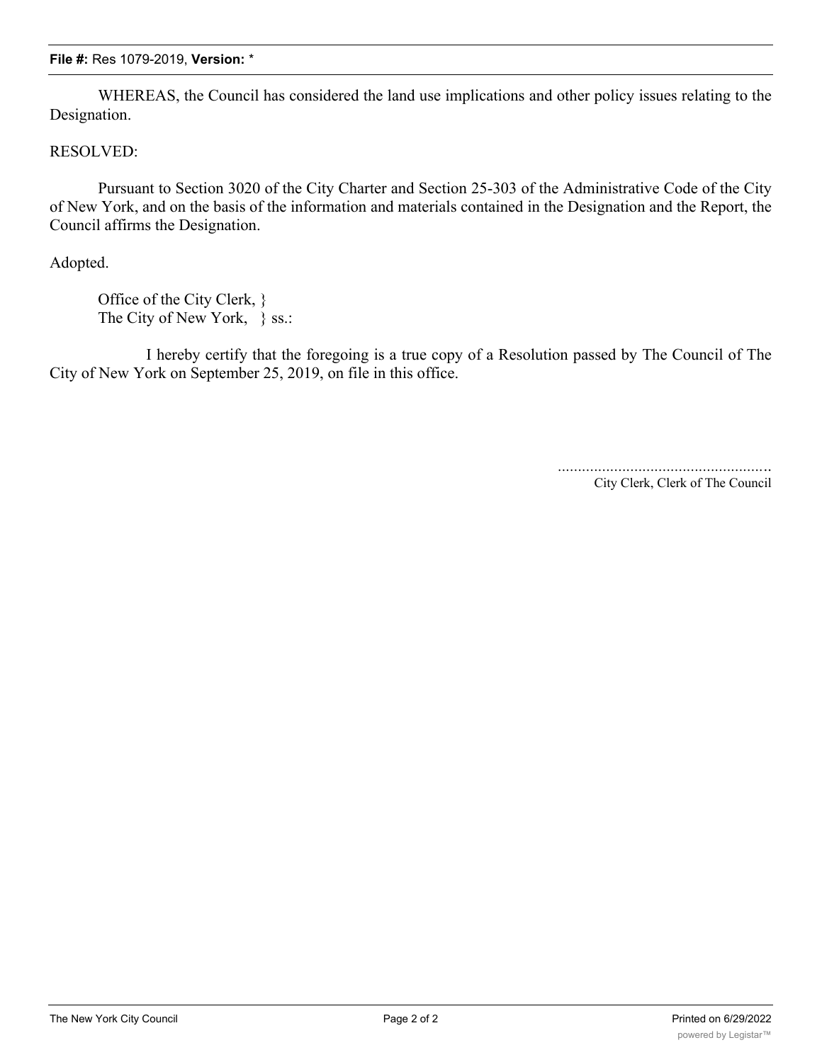WHEREAS, the Council has considered the land use implications and other policy issues relating to the Designation.

RESOLVED:

Pursuant to Section 3020 of the City Charter and Section 25-303 of the Administrative Code of the City of New York, and on the basis of the information and materials contained in the Designation and the Report, the Council affirms the Designation.

Adopted.

Office of the City Clerk, }
The City of New York, } ss.:

I hereby certify that the foregoing is a true copy of a Resolution passed by The Council of The City of New York on September 25, 2019, on file in this office.

....................................................
City Clerk, Clerk of The Council